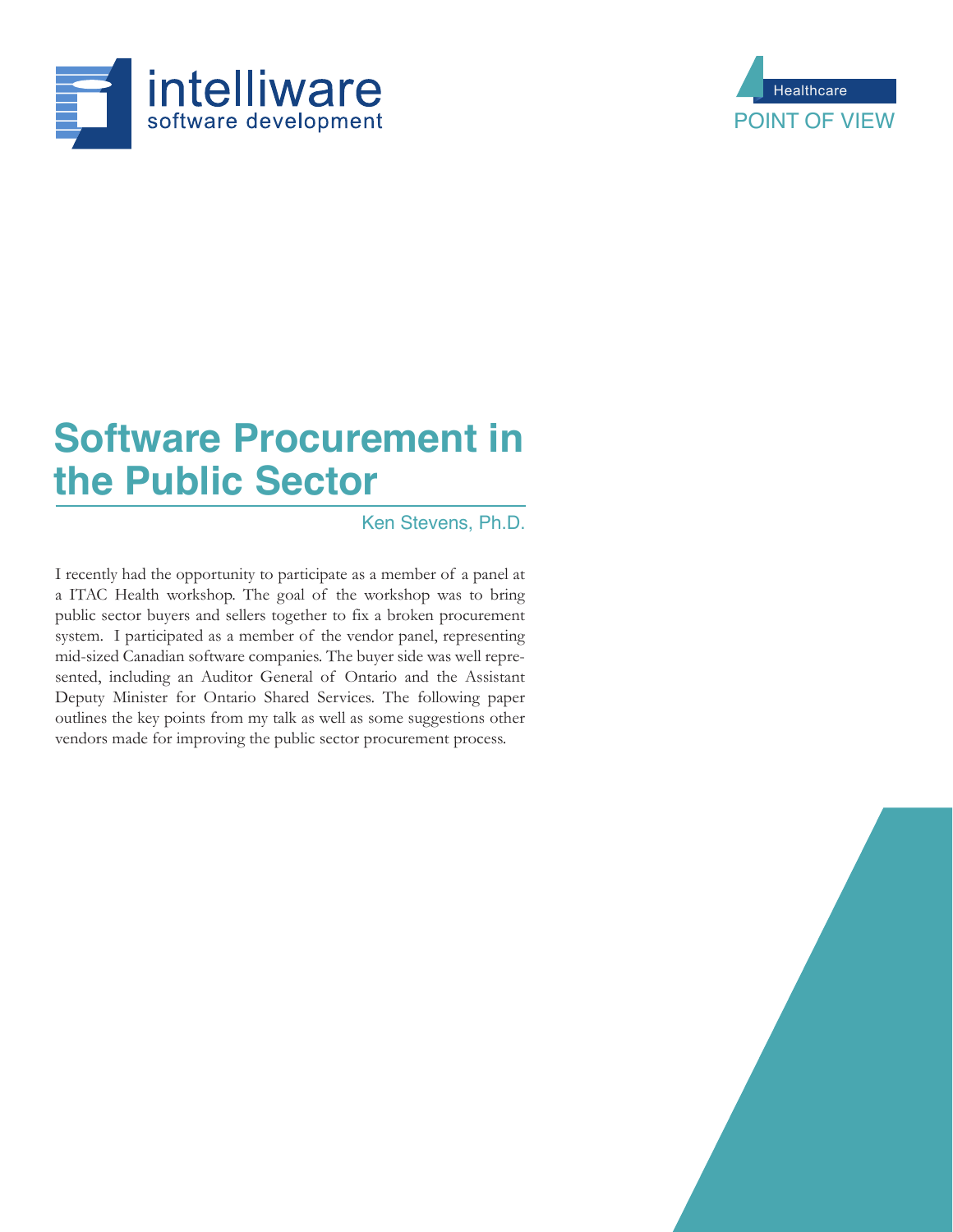intelliware
software development

Healthcare
POINT OF VIEW

# Software Procurement in the Public Sector

Ken Stevens, Ph.D.

I recently had the opportunity to participate as a member of a panel at a ITAC Health workshop. The goal of the workshop was to bring public sector buyers and sellers together to fix a broken procurement system. I participated as a member of the vendor panel, representing mid-sized Canadian software companies. The buyer side was well represented, including an Auditor General of Ontario and the Assistant Deputy Minister for Ontario Shared Services. The following paper outlines the key points from my talk as well as some suggestions other vendors made for improving the public sector procurement process.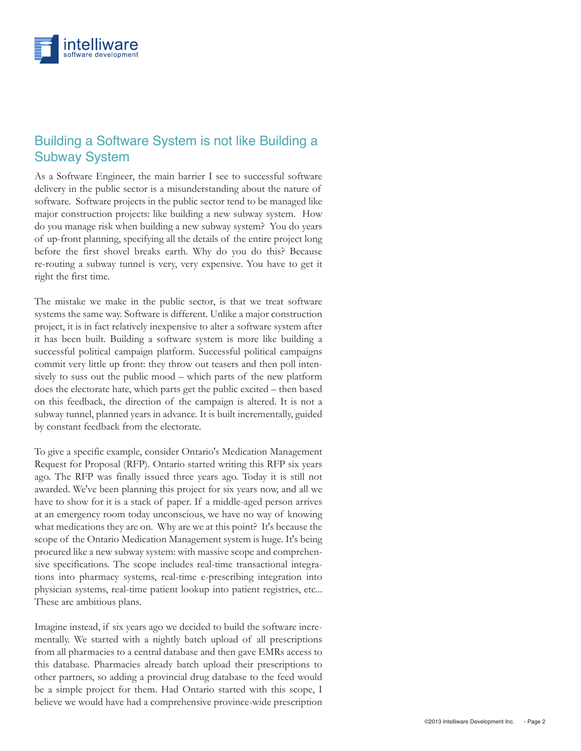## Building a Software System is not like Building a Subway System

As a Software Engineer, the main barrier I see to successful software delivery in the public sector is a misunderstanding about the nature of software. Software projects in the public sector tend to be managed like major construction projects: like building a new subway system. How do you manage risk when building a new subway system? You do years of up-front planning, specifying all the details of the entire project long before the first shovel breaks earth. Why do you do this? Because re-routing a subway tunnel is very, very expensive. You have to get it right the first time.

The mistake we make in the public sector, is that we treat software systems the same way. Software is different. Unlike a major construction project, it is in fact relatively inexpensive to alter a software system after it has been built. Building a software system is more like building a successful political campaign platform. Successful political campaigns commit very little up front: they throw out teasers and then poll intensively to suss out the public mood – which parts of the new platform does the electorate hate, which parts get the public excited – then based on this feedback, the direction of the campaign is altered. It is not a subway tunnel, planned years in advance. It is built incrementally, guided by constant feedback from the electorate.

To give a specific example, consider Ontario's Medication Management Request for Proposal (RFP). Ontario started writing this RFP six years ago. The RFP was finally issued three years ago. Today it is still not awarded. We've been planning this project for six years now, and all we have to show for it is a stack of paper. If a middle-aged person arrives at an emergency room today unconscious, we have no way of knowing what medications they are on. Why are we at this point? It's because the scope of the Ontario Medication Management system is huge. It's being procured like a new subway system: with massive scope and comprehensive specifications. The scope includes real-time transactional integrations into pharmacy systems, real-time e-prescribing integration into physician systems, real-time patient lookup into patient registries, etc... These are ambitious plans.

Imagine instead, if six years ago we decided to build the software incrementally. We started with a nightly batch upload of all prescriptions from all pharmacies to a central database and then gave EMRs access to this database. Pharmacies already batch upload their prescriptions to other partners, so adding a provincial drug database to the feed would be a simple project for them. Had Ontario started with this scope, I believe we would have had a comprehensive province-wide prescription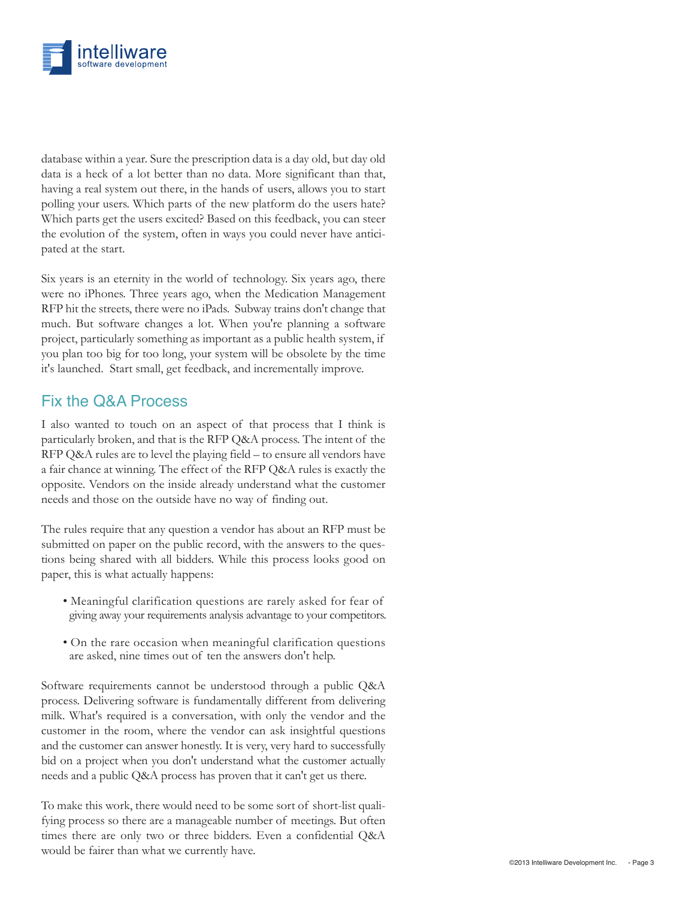database within a year. Sure the prescription data is a day old, but day old data is a heck of a lot better than no data. More significant than that, having a real system out there, in the hands of users, allows you to start polling your users. Which parts of the new platform do the users hate? Which parts get the users excited? Based on this feedback, you can steer the evolution of the system, often in ways you could never have anticipated at the start.

Six years is an eternity in the world of technology. Six years ago, there were no iPhones. Three years ago, when the Medication Management RFP hit the streets, there were no iPads. Subway trains don't change that much. But software changes a lot. When you're planning a software project, particularly something as important as a public health system, if you plan too big for too long, your system will be obsolete by the time it's launched. Start small, get feedback, and incrementally improve.

## Fix the Q&A Process

I also wanted to touch on an aspect of that process that I think is particularly broken, and that is the RFP Q&A process. The intent of the RFP Q&A rules are to level the playing field – to ensure all vendors have a fair chance at winning. The effect of the RFP Q&A rules is exactly the opposite. Vendors on the inside already understand what the customer needs and those on the outside have no way of finding out.

The rules require that any question a vendor has about an RFP must be submitted on paper on the public record, with the answers to the questions being shared with all bidders. While this process looks good on paper, this is what actually happens:

- Meaningful clarification questions are rarely asked for fear of giving away your requirements analysis advantage to your competitors.
- On the rare occasion when meaningful clarification questions are asked, nine times out of ten the answers don't help.

Software requirements cannot be understood through a public Q&A process. Delivering software is fundamentally different from delivering milk. What's required is a conversation, with only the vendor and the customer in the room, where the vendor can ask insightful questions and the customer can answer honestly. It is very, very hard to successfully bid on a project when you don't understand what the customer actually needs and a public Q&A process has proven that it can't get us there.

To make this work, there would need to be some sort of short-list qualifying process so there are a manageable number of meetings. But often times there are only two or three bidders. Even a confidential Q&A would be fairer than what we currently have.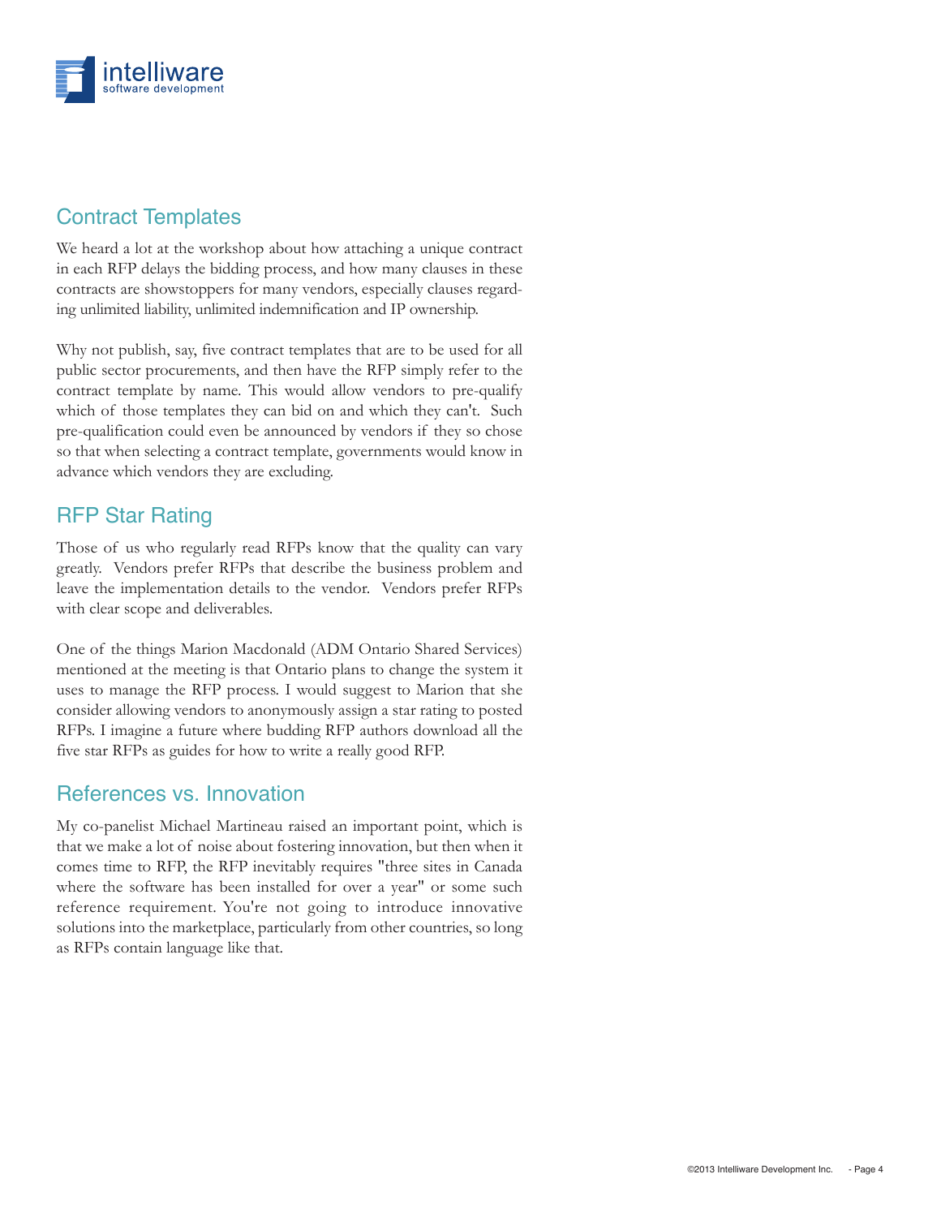## Contract Templates

We heard a lot at the workshop about how attaching a unique contract in each RFP delays the bidding process, and how many clauses in these contracts are showstoppers for many vendors, especially clauses regarding unlimited liability, unlimited indemnification and IP ownership.

Why not publish, say, five contract templates that are to be used for all public sector procurements, and then have the RFP simply refer to the contract template by name. This would allow vendors to pre-qualify which of those templates they can bid on and which they can't. Such pre-qualification could even be announced by vendors if they so chose so that when selecting a contract template, governments would know in advance which vendors they are excluding.

## RFP Star Rating

Those of us who regularly read RFPs know that the quality can vary greatly. Vendors prefer RFPs that describe the business problem and leave the implementation details to the vendor. Vendors prefer RFPs with clear scope and deliverables.

One of the things Marion Macdonald (ADM Ontario Shared Services) mentioned at the meeting is that Ontario plans to change the system it uses to manage the RFP process. I would suggest to Marion that she consider allowing vendors to anonymously assign a star rating to posted RFPs. I imagine a future where budding RFP authors download all the five star RFPs as guides for how to write a really good RFP.

## References vs. Innovation

My co-panelist Michael Martineau raised an important point, which is that we make a lot of noise about fostering innovation, but then when it comes time to RFP, the RFP inevitably requires "three sites in Canada where the software has been installed for over a year" or some such reference requirement. You're not going to introduce innovative solutions into the marketplace, particularly from other countries, so long as RFPs contain language like that.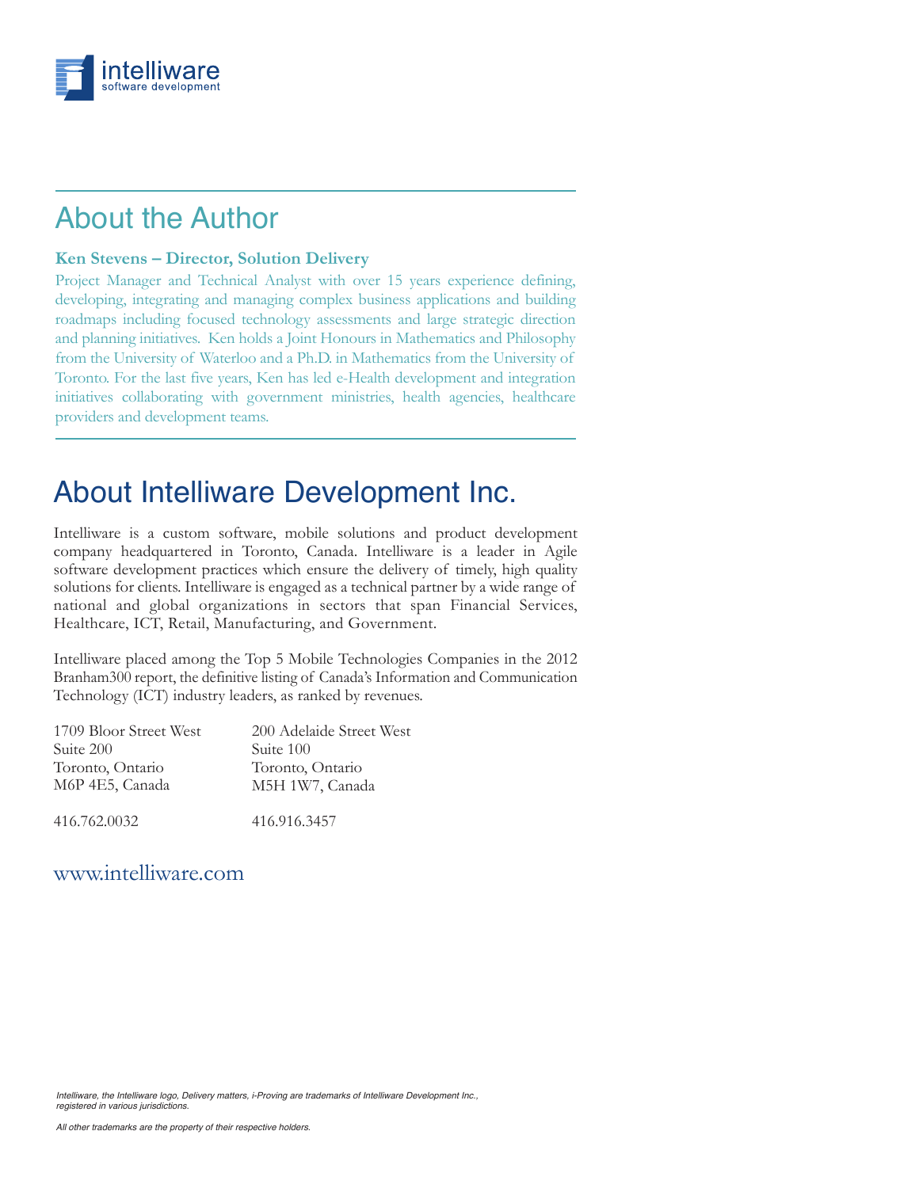## About the Author

**Ken Stevens – Director, Solution Delivery**

Project Manager and Technical Analyst with over 15 years experience defining, developing, integrating and managing complex business applications and building roadmaps including focused technology assessments and large strategic direction and planning initiatives. Ken holds a Joint Honours in Mathematics and Philosophy from the University of Waterloo and a Ph.D. in Mathematics from the University of Toronto. For the last five years, Ken has led e-Health development and integration initiatives collaborating with government ministries, health agencies, healthcare providers and development teams.

## About Intelliware Development Inc.

Intelliware is a custom software, mobile solutions and product development company headquartered in Toronto, Canada. Intelliware is a leader in Agile software development practices which ensure the delivery of timely, high quality solutions for clients. Intelliware is engaged as a technical partner by a wide range of national and global organizations in sectors that span Financial Services, Healthcare, ICT, Retail, Manufacturing, and Government.

Intelliware placed among the Top 5 Mobile Technologies Companies in the 2012 Branham300 report, the definitive listing of Canada's Information and Communication Technology (ICT) industry leaders, as ranked by revenues.

1709 Bloor Street West
Suite 200
Toronto, Ontario
M6P 4E5, Canada

416.762.0032

200 Adelaide Street West
Suite 100
Toronto, Ontario
M5H 1W7, Canada

416.916.3457

www.intelliware.com

*Intelliware, the Intelliware logo, Delivery matters, i-Proving are trademarks of Intelliware Development Inc., registered in various jurisdictions.*

*All other trademarks are the property of their respective holders.*